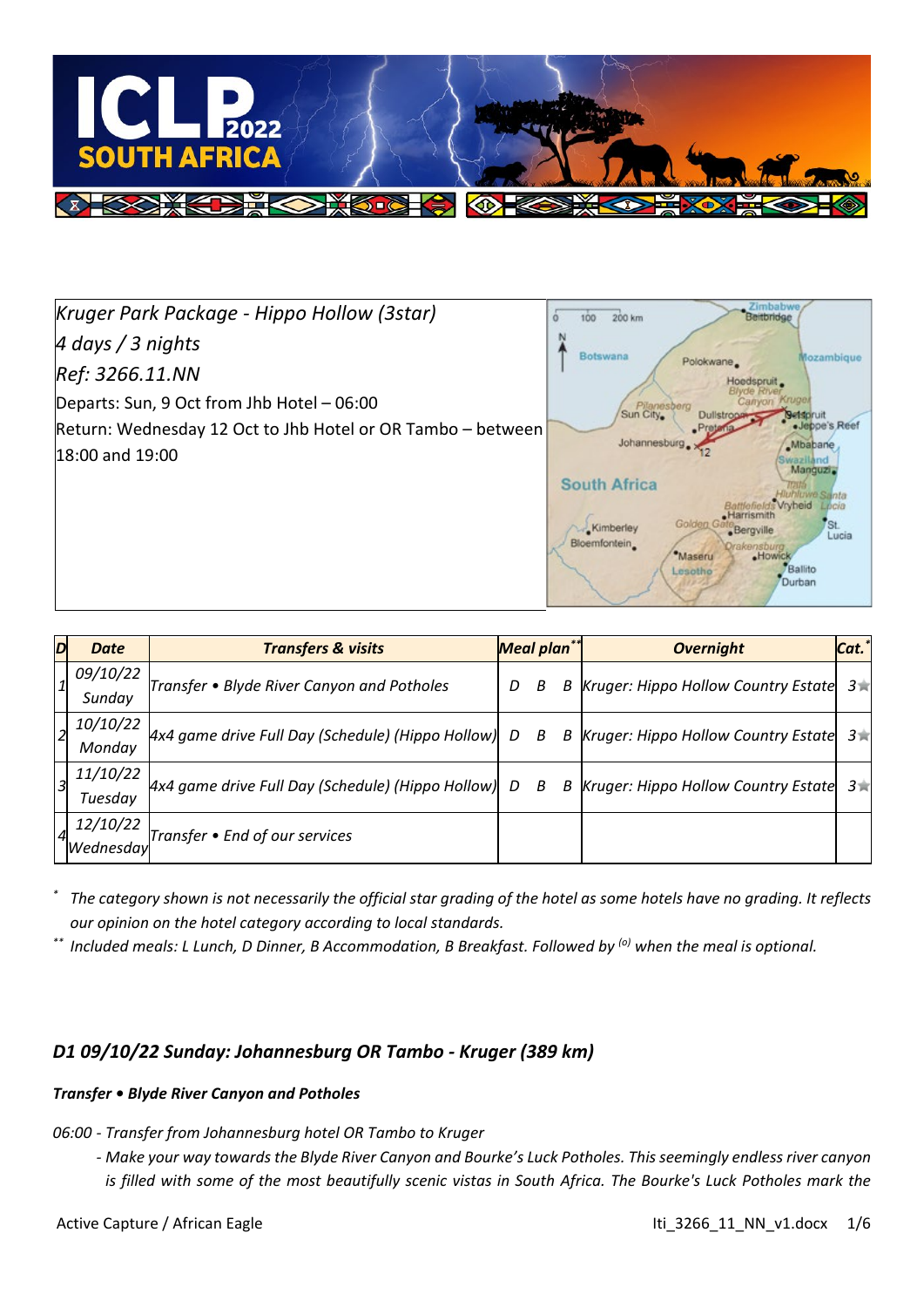*Kruger Park Package - Hippo Hollow (3star)*

*4 days / 3 nights*

*Ref: 3266.11.NN*

Departs: Sun, 9 Oct from Jhb Hotel – 06:00

Return: Wednesday 12 Oct to Jhb Hotel or OR Tambo – between 18:00 and 19:00

| D | Date | Transfers & visits | Meal plan** | | | Overnight | Cat.* |
|---|---|---|---|---|---|---|---|
| 1 | 09/10/22 Sunday | Transfer • Blyde River Canyon and Potholes | D | B | B | Kruger: Hippo Hollow Country Estate | 3★ |
| 2 | 10/10/22 Monday | 4x4 game drive Full Day (Schedule) (Hippo Hollow) | D | B | B | Kruger: Hippo Hollow Country Estate | 3★ |
| 3 | 11/10/22 Tuesday | 4x4 game drive Full Day (Schedule) (Hippo Hollow) | D | B | B | Kruger: Hippo Hollow Country Estate | 3★ |
| 4 | 12/10/22 Wednesday | Transfer • End of our services | | | | | |

\* *The category shown is not necessarily the official star grading of the hotel as some hotels have no grading. It reflects our opinion on the hotel category according to local standards.*

\*\* *Included meals: L Lunch, D Dinner, B Accommodation, B Breakfast. Followed by (o) when the meal is optional.*

## *D1 09/10/22 Sunday: Johannesburg OR Tambo - Kruger (389 km)*

***Transfer • Blyde River Canyon and Potholes***

*06:00 - Transfer from Johannesburg hotel OR Tambo to Kruger*

*- Make your way towards the Blyde River Canyon and Bourke's Luck Potholes. This seemingly endless river canyon is filled with some of the most beautifully scenic vistas in South Africa. The Bourke's Luck Potholes mark the*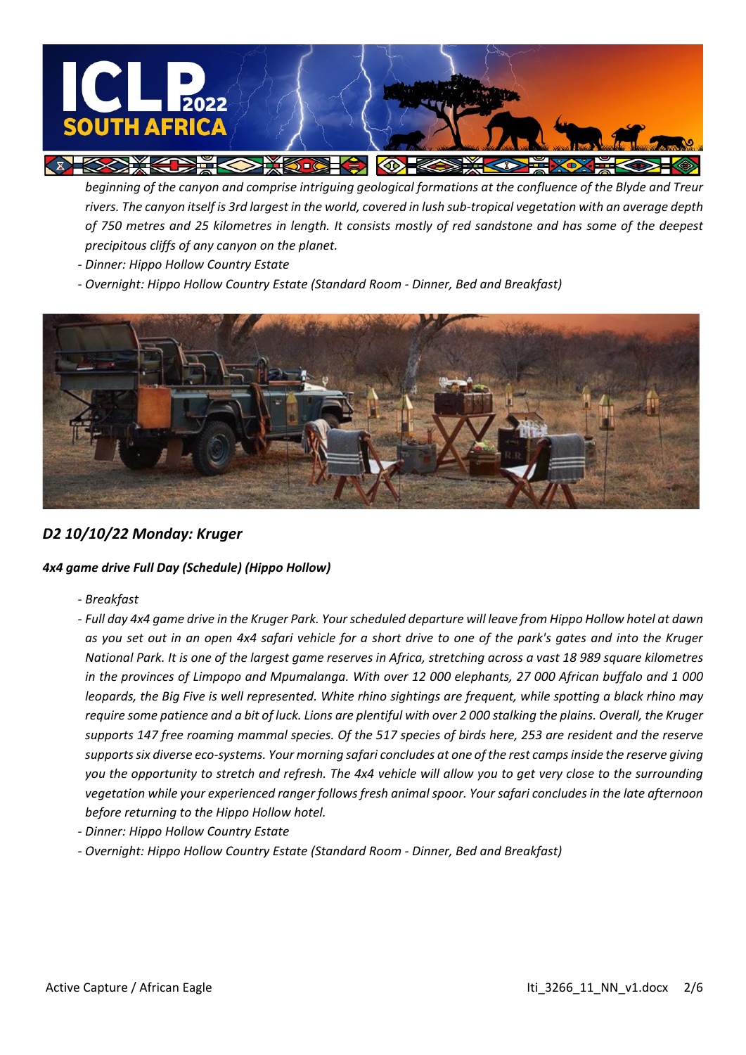*beginning of the canyon and comprise intriguing geological formations at the confluence of the Blyde and Treur rivers. The canyon itself is 3rd largest in the world, covered in lush sub-tropical vegetation with an average depth of 750 metres and 25 kilometres in length. It consists mostly of red sandstone and has some of the deepest precipitous cliffs of any canyon on the planet.*

- *Dinner: Hippo Hollow Country Estate*
- *Overnight: Hippo Hollow Country Estate (Standard Room - Dinner, Bed and Breakfast)*

## *D2 10/10/22 Monday: Kruger*

***4x4 game drive Full Day (Schedule) (Hippo Hollow)***

- *Breakfast*
- *Full day 4x4 game drive in the Kruger Park. Your scheduled departure will leave from Hippo Hollow hotel at dawn as you set out in an open 4x4 safari vehicle for a short drive to one of the park's gates and into the Kruger National Park. It is one of the largest game reserves in Africa, stretching across a vast 18 989 square kilometres in the provinces of Limpopo and Mpumalanga. With over 12 000 elephants, 27 000 African buffalo and 1 000 leopards, the Big Five is well represented. White rhino sightings are frequent, while spotting a black rhino may require some patience and a bit of luck. Lions are plentiful with over 2 000 stalking the plains. Overall, the Kruger supports 147 free roaming mammal species. Of the 517 species of birds here, 253 are resident and the reserve supports six diverse eco-systems. Your morning safari concludes at one of the rest camps inside the reserve giving you the opportunity to stretch and refresh. The 4x4 vehicle will allow you to get very close to the surrounding vegetation while your experienced ranger follows fresh animal spoor. Your safari concludes in the late afternoon before returning to the Hippo Hollow hotel.*
- *Dinner: Hippo Hollow Country Estate*
- *Overnight: Hippo Hollow Country Estate (Standard Room - Dinner, Bed and Breakfast)*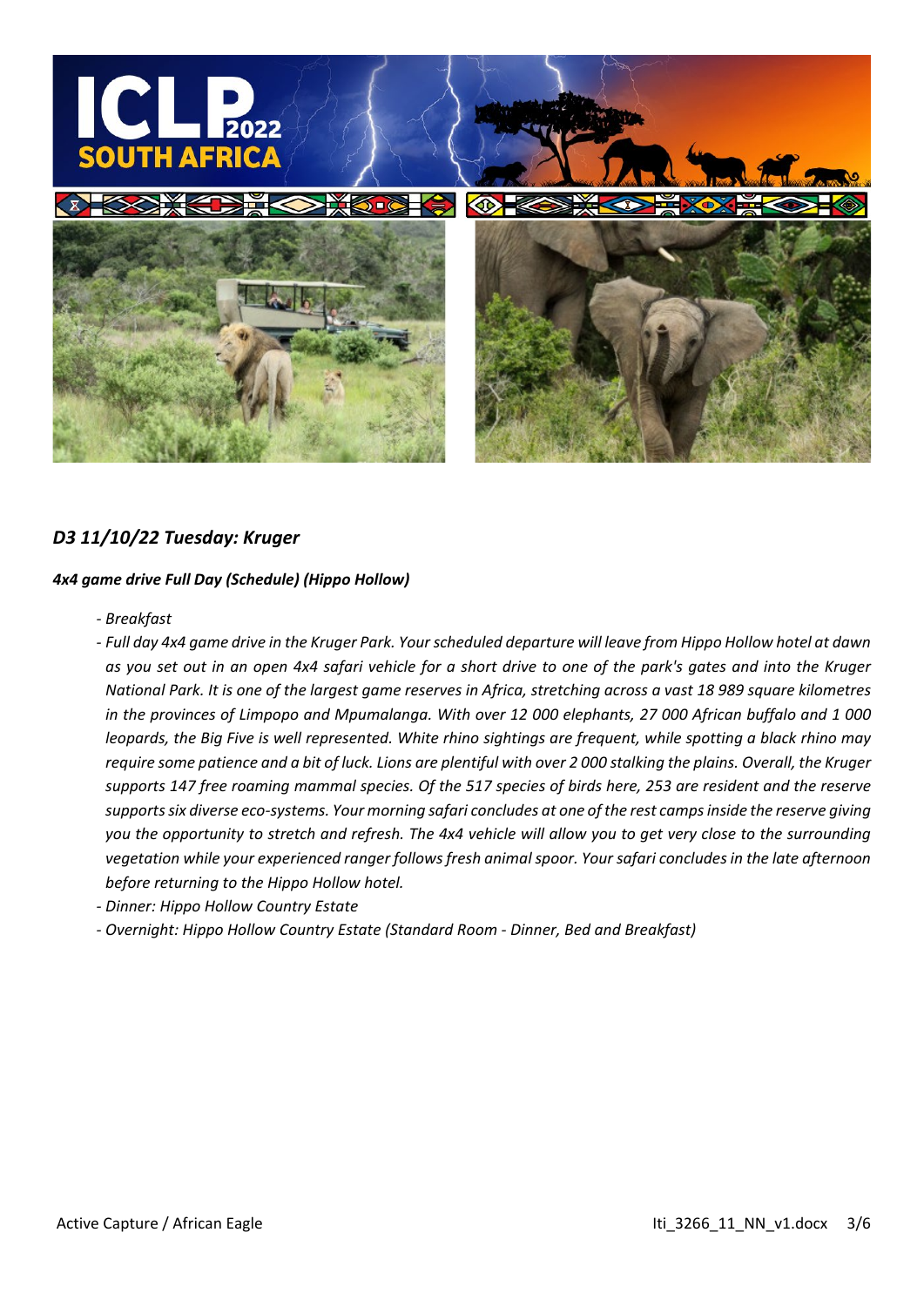### *D3 11/10/22 Tuesday: Kruger*

***4x4 game drive Full Day (Schedule) (Hippo Hollow)***

- *Breakfast*
- *Full day 4x4 game drive in the Kruger Park. Your scheduled departure will leave from Hippo Hollow hotel at dawn as you set out in an open 4x4 safari vehicle for a short drive to one of the park's gates and into the Kruger National Park. It is one of the largest game reserves in Africa, stretching across a vast 18 989 square kilometres in the provinces of Limpopo and Mpumalanga. With over 12 000 elephants, 27 000 African buffalo and 1 000 leopards, the Big Five is well represented. White rhino sightings are frequent, while spotting a black rhino may require some patience and a bit of luck. Lions are plentiful with over 2 000 stalking the plains. Overall, the Kruger supports 147 free roaming mammal species. Of the 517 species of birds here, 253 are resident and the reserve supports six diverse eco-systems. Your morning safari concludes at one of the rest camps inside the reserve giving you the opportunity to stretch and refresh. The 4x4 vehicle will allow you to get very close to the surrounding vegetation while your experienced ranger follows fresh animal spoor. Your safari concludes in the late afternoon before returning to the Hippo Hollow hotel.*
- *Dinner: Hippo Hollow Country Estate*
- *Overnight: Hippo Hollow Country Estate (Standard Room - Dinner, Bed and Breakfast)*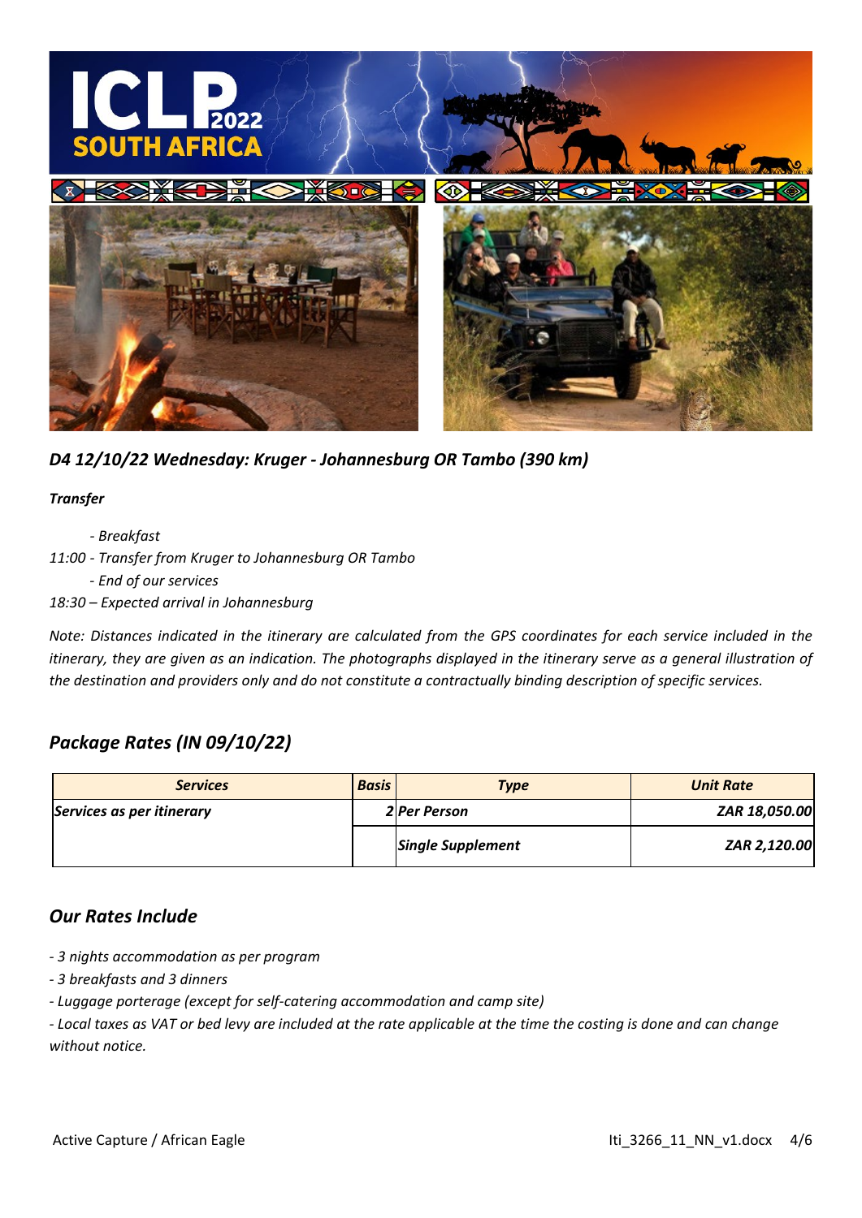*D4 12/10/22 Wednesday: Kruger - Johannesburg OR Tambo (390 km)*

***Transfer***

*- Breakfast*

*11:00 - Transfer from Kruger to Johannesburg OR Tambo*

*- End of our services*

*18:30 – Expected arrival in Johannesburg*

*Note: Distances indicated in the itinerary are calculated from the GPS coordinates for each service included in the itinerary, they are given as an indication. The photographs displayed in the itinerary serve as a general illustration of the destination and providers only and do not constitute a contractually binding description of specific services.*

## *Package Rates (IN 09/10/22)*

| ***Services*** | ***Basis*** | ***Type*** | ***Unit Rate*** |
|---|---|---|---|
| ***Services as per itinerary*** | ***2*** | ***Per Person*** | ***ZAR 18,050.00*** |
| | | ***Single Supplement*** | ***ZAR 2,120.00*** |

## *Our Rates Include*

*- 3 nights accommodation as per program*

*- 3 breakfasts and 3 dinners*

*- Luggage porterage (except for self-catering accommodation and camp site)*

*- Local taxes as VAT or bed levy are included at the rate applicable at the time the costing is done and can change without notice.*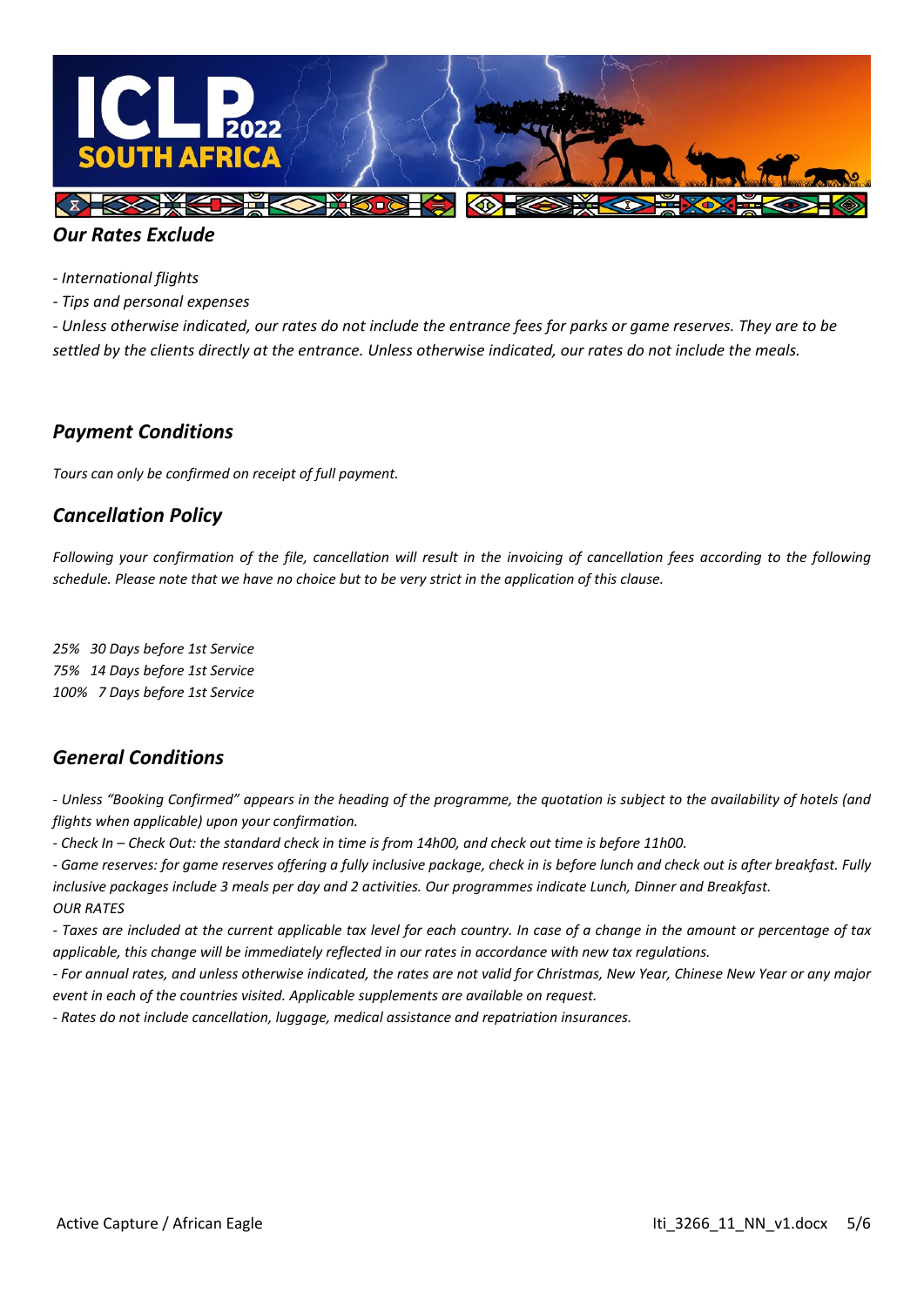## *Our Rates Exclude*

*- International flights*

*- Tips and personal expenses*

*- Unless otherwise indicated, our rates do not include the entrance fees for parks or game reserves. They are to be settled by the clients directly at the entrance. Unless otherwise indicated, our rates do not include the meals.*

## *Payment Conditions*

*Tours can only be confirmed on receipt of full payment.*

## *Cancellation Policy*

*Following your confirmation of the file, cancellation will result in the invoicing of cancellation fees according to the following schedule. Please note that we have no choice but to be very strict in the application of this clause.*

*25% 30 Days before 1st Service*
*75% 14 Days before 1st Service*
*100% 7 Days before 1st Service*

## *General Conditions*

*- Unless "Booking Confirmed" appears in the heading of the programme, the quotation is subject to the availability of hotels (and flights when applicable) upon your confirmation.*

*- Check In – Check Out: the standard check in time is from 14h00, and check out time is before 11h00.*

*- Game reserves: for game reserves offering a fully inclusive package, check in is before lunch and check out is after breakfast. Fully inclusive packages include 3 meals per day and 2 activities. Our programmes indicate Lunch, Dinner and Breakfast.*
*OUR RATES*

*- Taxes are included at the current applicable tax level for each country. In case of a change in the amount or percentage of tax applicable, this change will be immediately reflected in our rates in accordance with new tax regulations.*

*- For annual rates, and unless otherwise indicated, the rates are not valid for Christmas, New Year, Chinese New Year or any major event in each of the countries visited. Applicable supplements are available on request.*

*- Rates do not include cancellation, luggage, medical assistance and repatriation insurances.*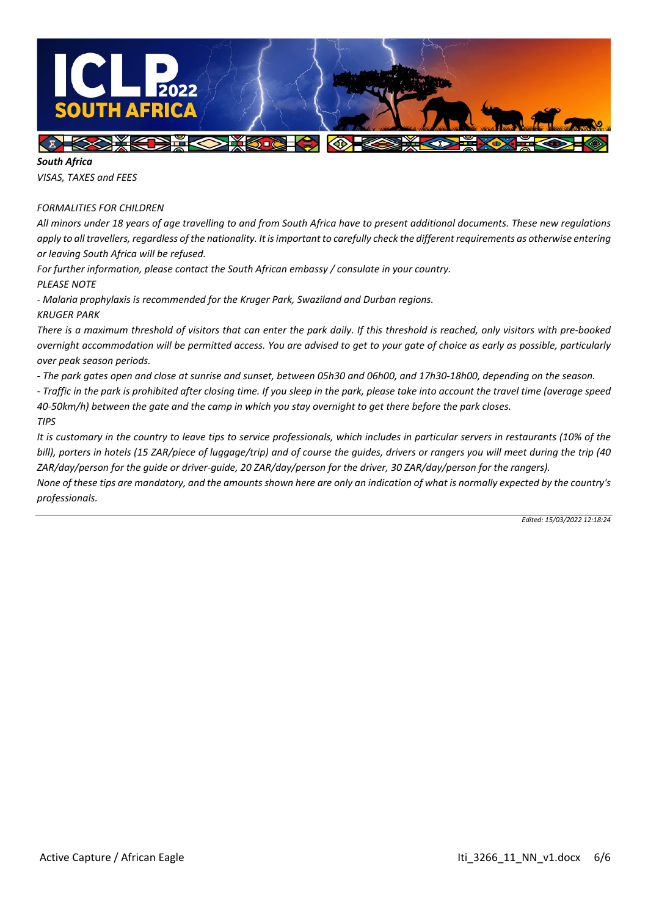***South Africa***

*VISAS, TAXES and FEES*

*FORMALITIES FOR CHILDREN*

*All minors under 18 years of age travelling to and from South Africa have to present additional documents. These new regulations apply to all travellers, regardless of the nationality. It is important to carefully check the different requirements as otherwise entering or leaving South Africa will be refused.*

*For further information, please contact the South African embassy / consulate in your country.*

*PLEASE NOTE*

*- Malaria prophylaxis is recommended for the Kruger Park, Swaziland and Durban regions.*

*KRUGER PARK*

*There is a maximum threshold of visitors that can enter the park daily. If this threshold is reached, only visitors with pre-booked overnight accommodation will be permitted access. You are advised to get to your gate of choice as early as possible, particularly over peak season periods.*

*- The park gates open and close at sunrise and sunset, between 05h30 and 06h00, and 17h30-18h00, depending on the season.*

*- Traffic in the park is prohibited after closing time. If you sleep in the park, please take into account the travel time (average speed 40-50km/h) between the gate and the camp in which you stay overnight to get there before the park closes.*

*TIPS*

*It is customary in the country to leave tips to service professionals, which includes in particular servers in restaurants (10% of the bill), porters in hotels (15 ZAR/piece of luggage/trip) and of course the guides, drivers or rangers you will meet during the trip (40 ZAR/day/person for the guide or driver-guide, 20 ZAR/day/person for the driver, 30 ZAR/day/person for the rangers).*

*None of these tips are mandatory, and the amounts shown here are only an indication of what is normally expected by the country's professionals.*

*Edited: 15/03/2022 12:18:24*